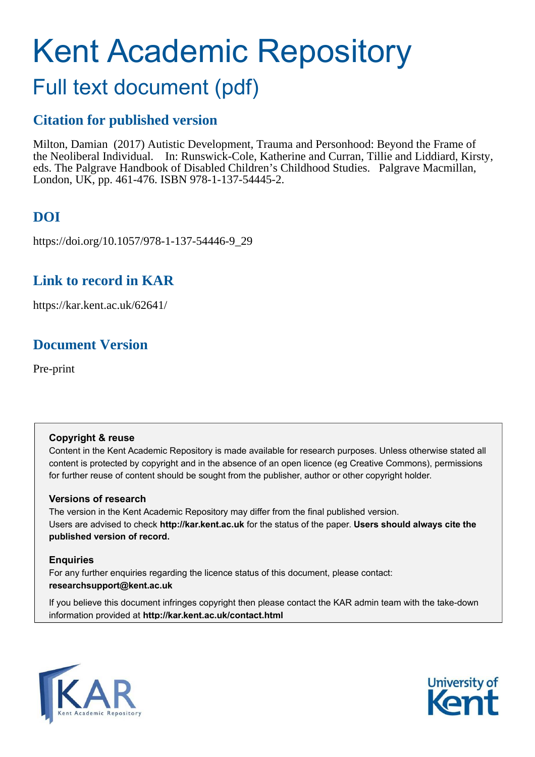# Kent Academic Repository

## Full text document (pdf)

### Citation for published version

Milton, Damian (2017) Autistic Development, Trauma and Personhood: Beyond the Frame of the Neoliberal Individual. In: Runswick-Cole, Katherine and Curran, Tillie and Liddiard, Kirsty, eds. The Palgrave Handbook of Disabled Children's Childhood Studies. Palgrave Macmillan, London, UK, pp. 461-476. ISBN 978-1-137-54445-2.

### DOI

https://doi.org/10.1057/978-1-137-54446-9_29

### Link to record in KAR

https://kar.kent.ac.uk/62641/

### Document Version

Pre-print

**Copyright & reuse**

Content in the Kent Academic Repository is made available for research purposes. Unless otherwise stated all content is protected by copyright and in the absence of an open licence (eg Creative Commons), permissions for further reuse of content should be sought from the publisher, author or other copyright holder.

**Versions of research**

The version in the Kent Academic Repository may differ from the final published version. Users are advised to check **http://kar.kent.ac.uk** for the status of the paper. **Users should always cite the published version of record.**

**Enquiries**

For any further enquiries regarding the licence status of this document, please contact: **researchsupport@kent.ac.uk**

If you believe this document infringes copyright then please contact the KAR admin team with the take-down information provided at **http://kar.kent.ac.uk/contact.html**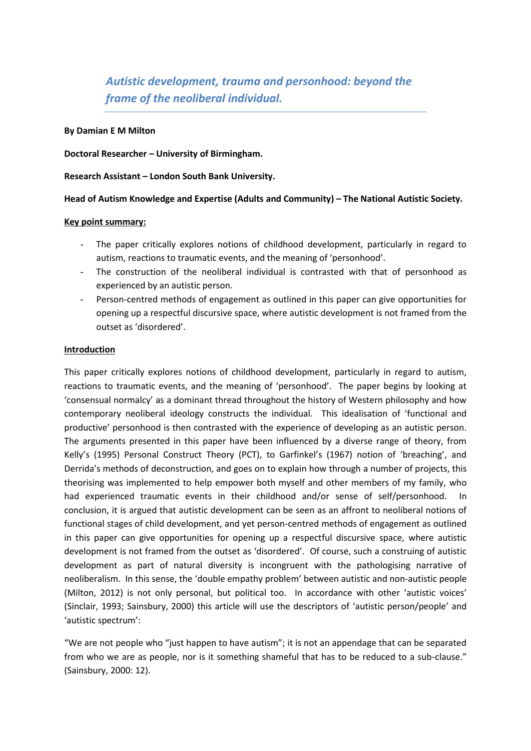# *Autistic development, trauma and personhood: beyond the frame of the neoliberal individual.*

**By Damian E M Milton**

**Doctoral Researcher – University of Birmingham.**

**Research Assistant – London South Bank University.**

**Head of Autism Knowledge and Expertise (Adults and Community) – The National Autistic Society.**

**Key point summary:**

- The paper critically explores notions of childhood development, particularly in regard to autism, reactions to traumatic events, and the meaning of 'personhood'.
- The construction of the neoliberal individual is contrasted with that of personhood as experienced by an autistic person.
- Person-centred methods of engagement as outlined in this paper can give opportunities for opening up a respectful discursive space, where autistic development is not framed from the outset as 'disordered'.

**Introduction**

This paper critically explores notions of childhood development, particularly in regard to autism, reactions to traumatic events, and the meaning of 'personhood'. The paper begins by looking at 'consensual normalcy' as a dominant thread throughout the history of Western philosophy and how contemporary neoliberal ideology constructs the individual. This idealisation of 'functional and productive' personhood is then contrasted with the experience of developing as an autistic person. The arguments presented in this paper have been influenced by a diverse range of theory, from Kelly's (1995) Personal Construct Theory (PCT), to Garfinkel's (1967) notion of 'breaching', and Derrida's methods of deconstruction, and goes on to explain how through a number of projects, this theorising was implemented to help empower both myself and other members of my family, who had experienced traumatic events in their childhood and/or sense of self/personhood. In conclusion, it is argued that autistic development can be seen as an affront to neoliberal notions of functional stages of child development, and yet person-centred methods of engagement as outlined in this paper can give opportunities for opening up a respectful discursive space, where autistic development is not framed from the outset as 'disordered'. Of course, such a construing of autistic development as part of natural diversity is incongruent with the pathologising narrative of neoliberalism. In this sense, the 'double empathy problem' between autistic and non-autistic people (Milton, 2012) is not only personal, but political too. In accordance with other 'autistic voices' (Sinclair, 1993; Sainsbury, 2000) this article will use the descriptors of 'autistic person/people' and 'autistic spectrum':

"We are not people who "just happen to have autism"; it is not an appendage that can be separated from who we are as people, nor is it something shameful that has to be reduced to a sub-clause." (Sainsbury, 2000: 12).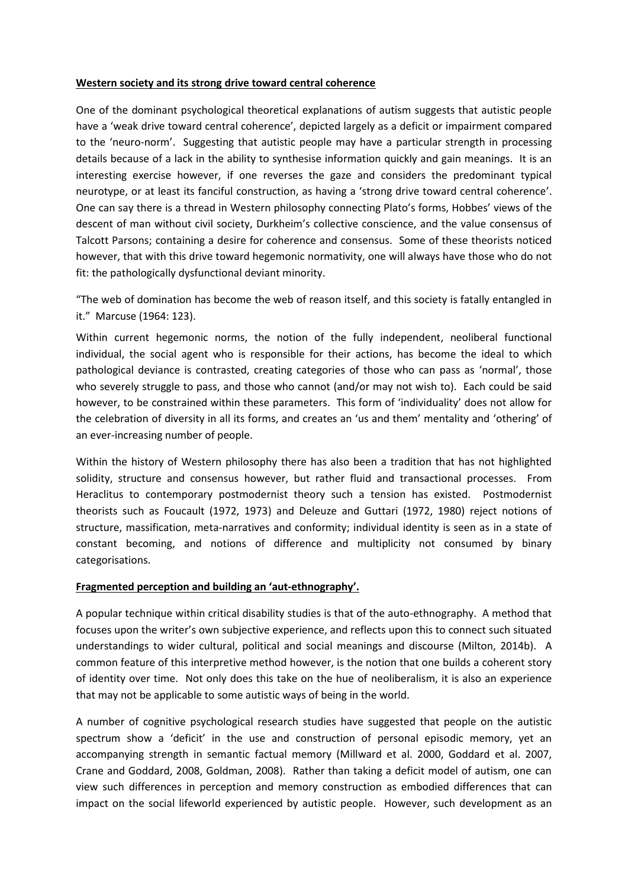**Western society and its strong drive toward central coherence**

One of the dominant psychological theoretical explanations of autism suggests that autistic people have a 'weak drive toward central coherence', depicted largely as a deficit or impairment compared to the 'neuro-norm'. Suggesting that autistic people may have a particular strength in processing details because of a lack in the ability to synthesise information quickly and gain meanings. It is an interesting exercise however, if one reverses the gaze and considers the predominant typical neurotype, or at least its fanciful construction, as having a 'strong drive toward central coherence'. One can say there is a thread in Western philosophy connecting Plato's forms, Hobbes' views of the descent of man without civil society, Durkheim's collective conscience, and the value consensus of Talcott Parsons; containing a desire for coherence and consensus. Some of these theorists noticed however, that with this drive toward hegemonic normativity, one will always have those who do not fit: the pathologically dysfunctional deviant minority.

"The web of domination has become the web of reason itself, and this society is fatally entangled in it." Marcuse (1964: 123).

Within current hegemonic norms, the notion of the fully independent, neoliberal functional individual, the social agent who is responsible for their actions, has become the ideal to which pathological deviance is contrasted, creating categories of those who can pass as 'normal', those who severely struggle to pass, and those who cannot (and/or may not wish to). Each could be said however, to be constrained within these parameters. This form of 'individuality' does not allow for the celebration of diversity in all its forms, and creates an 'us and them' mentality and 'othering' of an ever-increasing number of people.

Within the history of Western philosophy there has also been a tradition that has not highlighted solidity, structure and consensus however, but rather fluid and transactional processes. From Heraclitus to contemporary postmodernist theory such a tension has existed. Postmodernist theorists such as Foucault (1972, 1973) and Deleuze and Guttari (1972, 1980) reject notions of structure, massification, meta-narratives and conformity; individual identity is seen as in a state of constant becoming, and notions of difference and multiplicity not consumed by binary categorisations.

**Fragmented perception and building an 'aut-ethnography'.**

A popular technique within critical disability studies is that of the auto-ethnography. A method that focuses upon the writer's own subjective experience, and reflects upon this to connect such situated understandings to wider cultural, political and social meanings and discourse (Milton, 2014b). A common feature of this interpretive method however, is the notion that one builds a coherent story of identity over time. Not only does this take on the hue of neoliberalism, it is also an experience that may not be applicable to some autistic ways of being in the world.

A number of cognitive psychological research studies have suggested that people on the autistic spectrum show a 'deficit' in the use and construction of personal episodic memory, yet an accompanying strength in semantic factual memory (Millward et al. 2000, Goddard et al. 2007, Crane and Goddard, 2008, Goldman, 2008). Rather than taking a deficit model of autism, one can view such differences in perception and memory construction as embodied differences that can impact on the social lifeworld experienced by autistic people. However, such development as an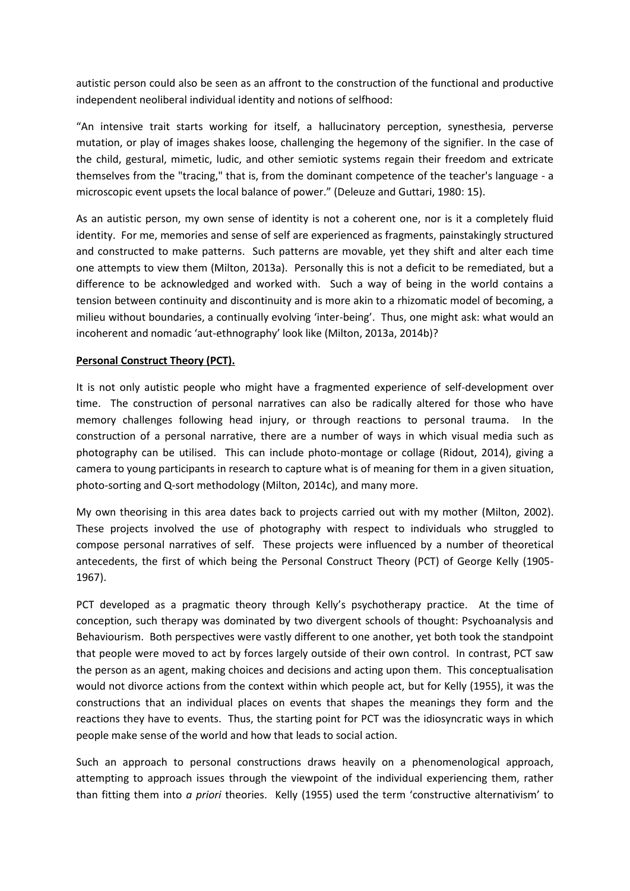autistic person could also be seen as an affront to the construction of the functional and productive independent neoliberal individual identity and notions of selfhood:

"An intensive trait starts working for itself, a hallucinatory perception, synesthesia, perverse mutation, or play of images shakes loose, challenging the hegemony of the signifier. In the case of the child, gestural, mimetic, ludic, and other semiotic systems regain their freedom and extricate themselves from the "tracing," that is, from the dominant competence of the teacher's language - a microscopic event upsets the local balance of power." (Deleuze and Guttari, 1980: 15).

As an autistic person, my own sense of identity is not a coherent one, nor is it a completely fluid identity. For me, memories and sense of self are experienced as fragments, painstakingly structured and constructed to make patterns. Such patterns are movable, yet they shift and alter each time one attempts to view them (Milton, 2013a). Personally this is not a deficit to be remediated, but a difference to be acknowledged and worked with. Such a way of being in the world contains a tension between continuity and discontinuity and is more akin to a rhizomatic model of becoming, a milieu without boundaries, a continually evolving 'inter-being'. Thus, one might ask: what would an incoherent and nomadic 'aut-ethnography' look like (Milton, 2013a, 2014b)?

**Personal Construct Theory (PCT).**

It is not only autistic people who might have a fragmented experience of self-development over time. The construction of personal narratives can also be radically altered for those who have memory challenges following head injury, or through reactions to personal trauma. In the construction of a personal narrative, there are a number of ways in which visual media such as photography can be utilised. This can include photo-montage or collage (Ridout, 2014), giving a camera to young participants in research to capture what is of meaning for them in a given situation, photo-sorting and Q-sort methodology (Milton, 2014c), and many more.

My own theorising in this area dates back to projects carried out with my mother (Milton, 2002). These projects involved the use of photography with respect to individuals who struggled to compose personal narratives of self. These projects were influenced by a number of theoretical antecedents, the first of which being the Personal Construct Theory (PCT) of George Kelly (1905-1967).

PCT developed as a pragmatic theory through Kelly's psychotherapy practice. At the time of conception, such therapy was dominated by two divergent schools of thought: Psychoanalysis and Behaviourism. Both perspectives were vastly different to one another, yet both took the standpoint that people were moved to act by forces largely outside of their own control. In contrast, PCT saw the person as an agent, making choices and decisions and acting upon them. This conceptualisation would not divorce actions from the context within which people act, but for Kelly (1955), it was the constructions that an individual places on events that shapes the meanings they form and the reactions they have to events. Thus, the starting point for PCT was the idiosyncratic ways in which people make sense of the world and how that leads to social action.

Such an approach to personal constructions draws heavily on a phenomenological approach, attempting to approach issues through the viewpoint of the individual experiencing them, rather than fitting them into *a priori* theories. Kelly (1955) used the term 'constructive alternativism' to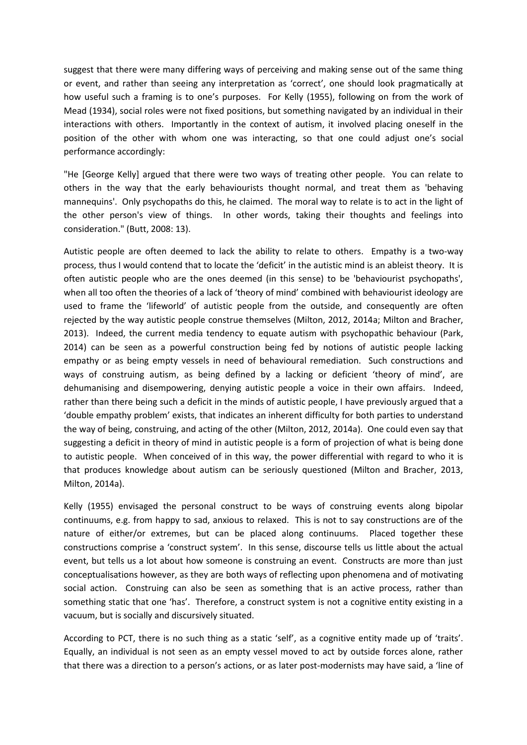suggest that there were many differing ways of perceiving and making sense out of the same thing or event, and rather than seeing any interpretation as 'correct', one should look pragmatically at how useful such a framing is to one's purposes. For Kelly (1955), following on from the work of Mead (1934), social roles were not fixed positions, but something navigated by an individual in their interactions with others. Importantly in the context of autism, it involved placing oneself in the position of the other with whom one was interacting, so that one could adjust one's social performance accordingly:

"He [George Kelly] argued that there were two ways of treating other people. You can relate to others in the way that the early behaviourists thought normal, and treat them as 'behaving mannequins'. Only psychopaths do this, he claimed. The moral way to relate is to act in the light of the other person's view of things. In other words, taking their thoughts and feelings into consideration." (Butt, 2008: 13).

Autistic people are often deemed to lack the ability to relate to others. Empathy is a two-way process, thus I would contend that to locate the 'deficit' in the autistic mind is an ableist theory. It is often autistic people who are the ones deemed (in this sense) to be 'behaviourist psychopaths', when all too often the theories of a lack of 'theory of mind' combined with behaviourist ideology are used to frame the 'lifeworld' of autistic people from the outside, and consequently are often rejected by the way autistic people construe themselves (Milton, 2012, 2014a; Milton and Bracher, 2013). Indeed, the current media tendency to equate autism with psychopathic behaviour (Park, 2014) can be seen as a powerful construction being fed by notions of autistic people lacking empathy or as being empty vessels in need of behavioural remediation. Such constructions and ways of construing autism, as being defined by a lacking or deficient 'theory of mind', are dehumanising and disempowering, denying autistic people a voice in their own affairs. Indeed, rather than there being such a deficit in the minds of autistic people, I have previously argued that a 'double empathy problem' exists, that indicates an inherent difficulty for both parties to understand the way of being, construing, and acting of the other (Milton, 2012, 2014a). One could even say that suggesting a deficit in theory of mind in autistic people is a form of projection of what is being done to autistic people. When conceived of in this way, the power differential with regard to who it is that produces knowledge about autism can be seriously questioned (Milton and Bracher, 2013, Milton, 2014a).

Kelly (1955) envisaged the personal construct to be ways of construing events along bipolar continuums, e.g. from happy to sad, anxious to relaxed. This is not to say constructions are of the nature of either/or extremes, but can be placed along continuums. Placed together these constructions comprise a 'construct system'. In this sense, discourse tells us little about the actual event, but tells us a lot about how someone is construing an event. Constructs are more than just conceptualisations however, as they are both ways of reflecting upon phenomena and of motivating social action. Construing can also be seen as something that is an active process, rather than something static that one 'has'. Therefore, a construct system is not a cognitive entity existing in a vacuum, but is socially and discursively situated.

According to PCT, there is no such thing as a static 'self', as a cognitive entity made up of 'traits'. Equally, an individual is not seen as an empty vessel moved to act by outside forces alone, rather that there was a direction to a person's actions, or as later post-modernists may have said, a 'line of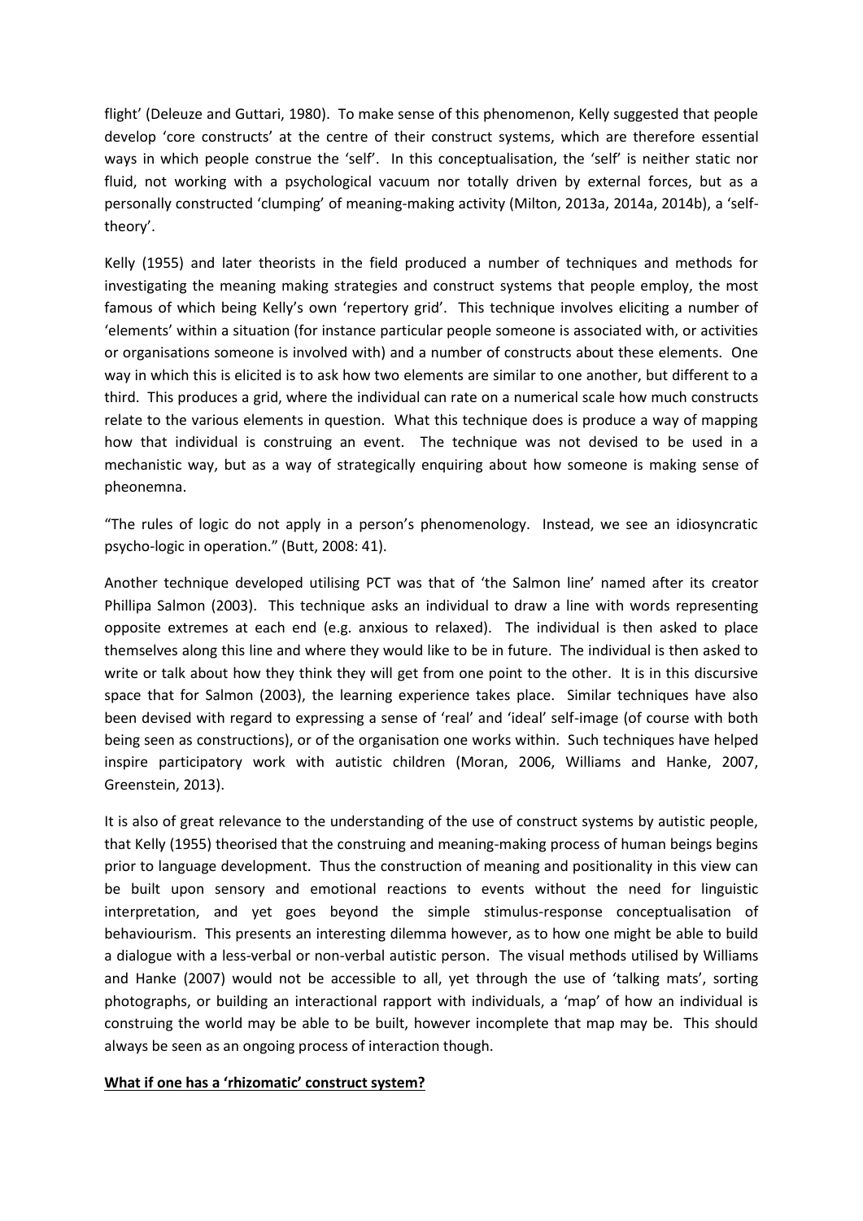flight' (Deleuze and Guttari, 1980). To make sense of this phenomenon, Kelly suggested that people develop 'core constructs' at the centre of their construct systems, which are therefore essential ways in which people construe the 'self'. In this conceptualisation, the 'self' is neither static nor fluid, not working with a psychological vacuum nor totally driven by external forces, but as a personally constructed 'clumping' of meaning-making activity (Milton, 2013a, 2014a, 2014b), a 'self-theory'.

Kelly (1955) and later theorists in the field produced a number of techniques and methods for investigating the meaning making strategies and construct systems that people employ, the most famous of which being Kelly's own 'repertory grid'. This technique involves eliciting a number of 'elements' within a situation (for instance particular people someone is associated with, or activities or organisations someone is involved with) and a number of constructs about these elements. One way in which this is elicited is to ask how two elements are similar to one another, but different to a third. This produces a grid, where the individual can rate on a numerical scale how much constructs relate to the various elements in question. What this technique does is produce a way of mapping how that individual is construing an event. The technique was not devised to be used in a mechanistic way, but as a way of strategically enquiring about how someone is making sense of pheonemna.

"The rules of logic do not apply in a person's phenomenology. Instead, we see an idiosyncratic psycho-logic in operation." (Butt, 2008: 41).

Another technique developed utilising PCT was that of 'the Salmon line' named after its creator Phillipa Salmon (2003). This technique asks an individual to draw a line with words representing opposite extremes at each end (e.g. anxious to relaxed). The individual is then asked to place themselves along this line and where they would like to be in future. The individual is then asked to write or talk about how they think they will get from one point to the other. It is in this discursive space that for Salmon (2003), the learning experience takes place. Similar techniques have also been devised with regard to expressing a sense of 'real' and 'ideal' self-image (of course with both being seen as constructions), or of the organisation one works within. Such techniques have helped inspire participatory work with autistic children (Moran, 2006, Williams and Hanke, 2007, Greenstein, 2013).

It is also of great relevance to the understanding of the use of construct systems by autistic people, that Kelly (1955) theorised that the construing and meaning-making process of human beings begins prior to language development. Thus the construction of meaning and positionality in this view can be built upon sensory and emotional reactions to events without the need for linguistic interpretation, and yet goes beyond the simple stimulus-response conceptualisation of behaviourism. This presents an interesting dilemma however, as to how one might be able to build a dialogue with a less-verbal or non-verbal autistic person. The visual methods utilised by Williams and Hanke (2007) would not be accessible to all, yet through the use of 'talking mats', sorting photographs, or building an interactional rapport with individuals, a 'map' of how an individual is construing the world may be able to be built, however incomplete that map may be. This should always be seen as an ongoing process of interaction though.

**What if one has a 'rhizomatic' construct system?**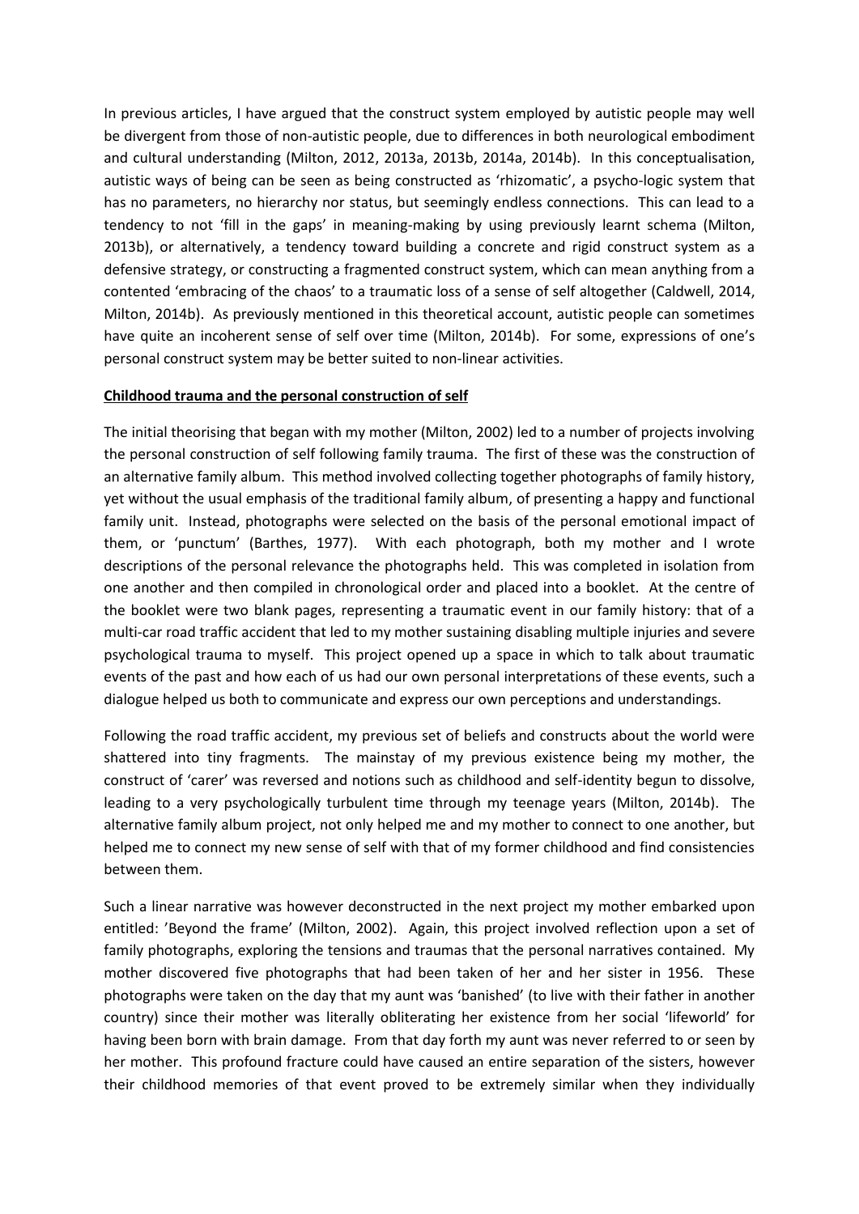In previous articles, I have argued that the construct system employed by autistic people may well be divergent from those of non-autistic people, due to differences in both neurological embodiment and cultural understanding (Milton, 2012, 2013a, 2013b, 2014a, 2014b). In this conceptualisation, autistic ways of being can be seen as being constructed as 'rhizomatic', a psycho-logic system that has no parameters, no hierarchy nor status, but seemingly endless connections. This can lead to a tendency to not 'fill in the gaps' in meaning-making by using previously learnt schema (Milton, 2013b), or alternatively, a tendency toward building a concrete and rigid construct system as a defensive strategy, or constructing a fragmented construct system, which can mean anything from a contented 'embracing of the chaos' to a traumatic loss of a sense of self altogether (Caldwell, 2014, Milton, 2014b). As previously mentioned in this theoretical account, autistic people can sometimes have quite an incoherent sense of self over time (Milton, 2014b). For some, expressions of one's personal construct system may be better suited to non-linear activities.

## Childhood trauma and the personal construction of self

The initial theorising that began with my mother (Milton, 2002) led to a number of projects involving the personal construction of self following family trauma. The first of these was the construction of an alternative family album. This method involved collecting together photographs of family history, yet without the usual emphasis of the traditional family album, of presenting a happy and functional family unit. Instead, photographs were selected on the basis of the personal emotional impact of them, or 'punctum' (Barthes, 1977). With each photograph, both my mother and I wrote descriptions of the personal relevance the photographs held. This was completed in isolation from one another and then compiled in chronological order and placed into a booklet. At the centre of the booklet were two blank pages, representing a traumatic event in our family history: that of a multi-car road traffic accident that led to my mother sustaining disabling multiple injuries and severe psychological trauma to myself. This project opened up a space in which to talk about traumatic events of the past and how each of us had our own personal interpretations of these events, such a dialogue helped us both to communicate and express our own perceptions and understandings.

Following the road traffic accident, my previous set of beliefs and constructs about the world were shattered into tiny fragments. The mainstay of my previous existence being my mother, the construct of 'carer' was reversed and notions such as childhood and self-identity begun to dissolve, leading to a very psychologically turbulent time through my teenage years (Milton, 2014b). The alternative family album project, not only helped me and my mother to connect to one another, but helped me to connect my new sense of self with that of my former childhood and find consistencies between them.

Such a linear narrative was however deconstructed in the next project my mother embarked upon entitled: 'Beyond the frame' (Milton, 2002). Again, this project involved reflection upon a set of family photographs, exploring the tensions and traumas that the personal narratives contained. My mother discovered five photographs that had been taken of her and her sister in 1956. These photographs were taken on the day that my aunt was 'banished' (to live with their father in another country) since their mother was literally obliterating her existence from her social 'lifeworld' for having been born with brain damage. From that day forth my aunt was never referred to or seen by her mother. This profound fracture could have caused an entire separation of the sisters, however their childhood memories of that event proved to be extremely similar when they individually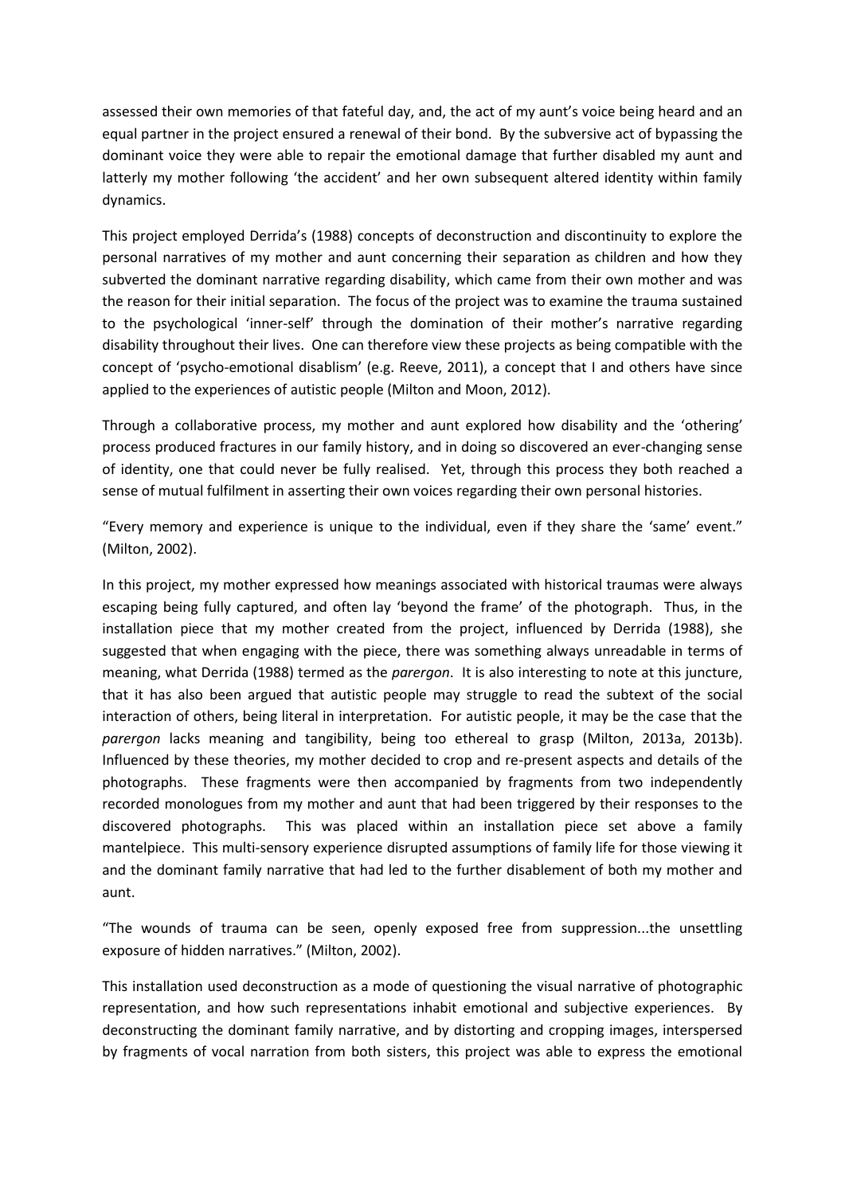assessed their own memories of that fateful day, and, the act of my aunt's voice being heard and an equal partner in the project ensured a renewal of their bond. By the subversive act of bypassing the dominant voice they were able to repair the emotional damage that further disabled my aunt and latterly my mother following 'the accident' and her own subsequent altered identity within family dynamics.

This project employed Derrida's (1988) concepts of deconstruction and discontinuity to explore the personal narratives of my mother and aunt concerning their separation as children and how they subverted the dominant narrative regarding disability, which came from their own mother and was the reason for their initial separation. The focus of the project was to examine the trauma sustained to the psychological 'inner-self' through the domination of their mother's narrative regarding disability throughout their lives. One can therefore view these projects as being compatible with the concept of 'psycho-emotional disablism' (e.g. Reeve, 2011), a concept that I and others have since applied to the experiences of autistic people (Milton and Moon, 2012).

Through a collaborative process, my mother and aunt explored how disability and the 'othering' process produced fractures in our family history, and in doing so discovered an ever-changing sense of identity, one that could never be fully realised. Yet, through this process they both reached a sense of mutual fulfilment in asserting their own voices regarding their own personal histories.

"Every memory and experience is unique to the individual, even if they share the 'same' event." (Milton, 2002).

In this project, my mother expressed how meanings associated with historical traumas were always escaping being fully captured, and often lay 'beyond the frame' of the photograph. Thus, in the installation piece that my mother created from the project, influenced by Derrida (1988), she suggested that when engaging with the piece, there was something always unreadable in terms of meaning, what Derrida (1988) termed as the *parergon*. It is also interesting to note at this juncture, that it has also been argued that autistic people may struggle to read the subtext of the social interaction of others, being literal in interpretation. For autistic people, it may be the case that the *parergon* lacks meaning and tangibility, being too ethereal to grasp (Milton, 2013a, 2013b). Influenced by these theories, my mother decided to crop and re-present aspects and details of the photographs. These fragments were then accompanied by fragments from two independently recorded monologues from my mother and aunt that had been triggered by their responses to the discovered photographs. This was placed within an installation piece set above a family mantelpiece. This multi-sensory experience disrupted assumptions of family life for those viewing it and the dominant family narrative that had led to the further disablement of both my mother and aunt.

"The wounds of trauma can be seen, openly exposed free from suppression...the unsettling exposure of hidden narratives." (Milton, 2002).

This installation used deconstruction as a mode of questioning the visual narrative of photographic representation, and how such representations inhabit emotional and subjective experiences. By deconstructing the dominant family narrative, and by distorting and cropping images, interspersed by fragments of vocal narration from both sisters, this project was able to express the emotional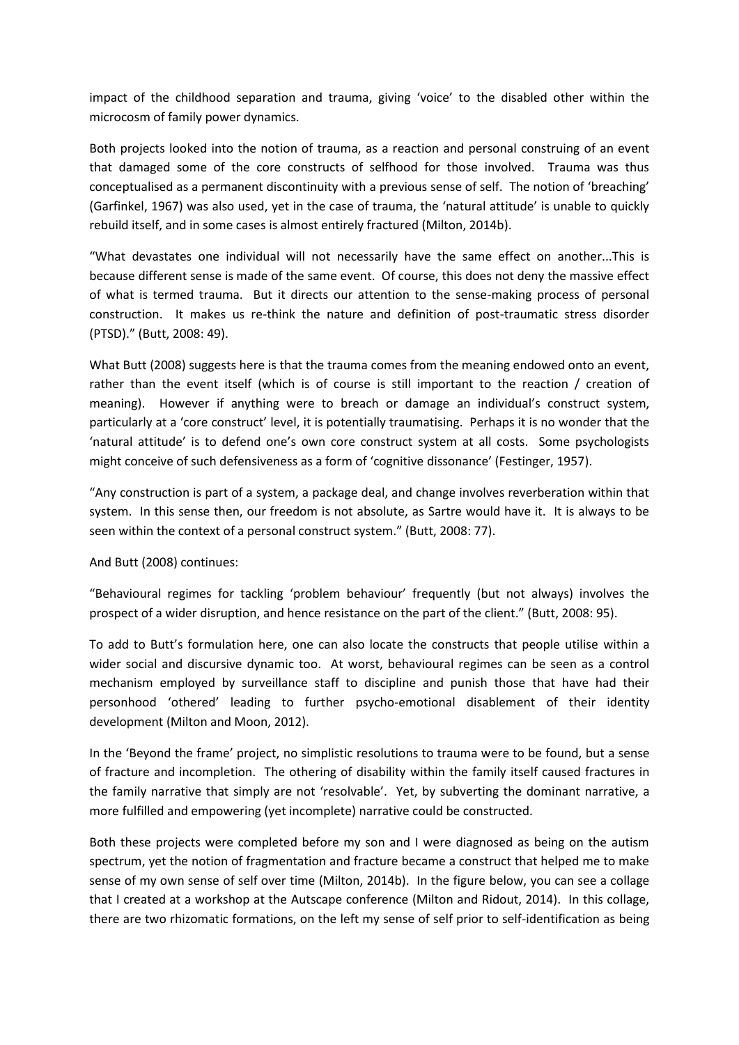impact of the childhood separation and trauma, giving 'voice' to the disabled other within the microcosm of family power dynamics.

Both projects looked into the notion of trauma, as a reaction and personal construing of an event that damaged some of the core constructs of selfhood for those involved. Trauma was thus conceptualised as a permanent discontinuity with a previous sense of self. The notion of 'breaching' (Garfinkel, 1967) was also used, yet in the case of trauma, the 'natural attitude' is unable to quickly rebuild itself, and in some cases is almost entirely fractured (Milton, 2014b).

"What devastates one individual will not necessarily have the same effect on another...This is because different sense is made of the same event. Of course, this does not deny the massive effect of what is termed trauma. But it directs our attention to the sense-making process of personal construction. It makes us re-think the nature and definition of post-traumatic stress disorder (PTSD)." (Butt, 2008: 49).

What Butt (2008) suggests here is that the trauma comes from the meaning endowed onto an event, rather than the event itself (which is of course is still important to the reaction / creation of meaning). However if anything were to breach or damage an individual's construct system, particularly at a 'core construct' level, it is potentially traumatising. Perhaps it is no wonder that the 'natural attitude' is to defend one's own core construct system at all costs. Some psychologists might conceive of such defensiveness as a form of 'cognitive dissonance' (Festinger, 1957).

"Any construction is part of a system, a package deal, and change involves reverberation within that system. In this sense then, our freedom is not absolute, as Sartre would have it. It is always to be seen within the context of a personal construct system." (Butt, 2008: 77).

And Butt (2008) continues:

"Behavioural regimes for tackling 'problem behaviour' frequently (but not always) involves the prospect of a wider disruption, and hence resistance on the part of the client." (Butt, 2008: 95).

To add to Butt's formulation here, one can also locate the constructs that people utilise within a wider social and discursive dynamic too. At worst, behavioural regimes can be seen as a control mechanism employed by surveillance staff to discipline and punish those that have had their personhood 'othered' leading to further psycho-emotional disablement of their identity development (Milton and Moon, 2012).

In the 'Beyond the frame' project, no simplistic resolutions to trauma were to be found, but a sense of fracture and incompletion. The othering of disability within the family itself caused fractures in the family narrative that simply are not 'resolvable'. Yet, by subverting the dominant narrative, a more fulfilled and empowering (yet incomplete) narrative could be constructed.

Both these projects were completed before my son and I were diagnosed as being on the autism spectrum, yet the notion of fragmentation and fracture became a construct that helped me to make sense of my own sense of self over time (Milton, 2014b). In the figure below, you can see a collage that I created at a workshop at the Autscape conference (Milton and Ridout, 2014). In this collage, there are two rhizomatic formations, on the left my sense of self prior to self-identification as being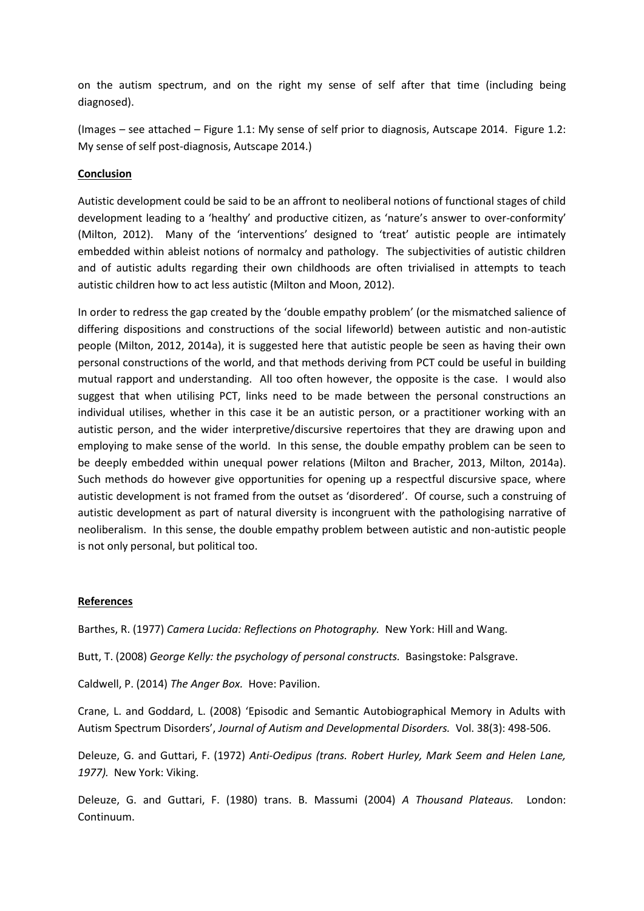on the autism spectrum, and on the right my sense of self after that time (including being diagnosed).

(Images – see attached – Figure 1.1: My sense of self prior to diagnosis, Autscape 2014. Figure 1.2: My sense of self post-diagnosis, Autscape 2014.)

**Conclusion**

Autistic development could be said to be an affront to neoliberal notions of functional stages of child development leading to a 'healthy' and productive citizen, as 'nature's answer to over-conformity' (Milton, 2012). Many of the 'interventions' designed to 'treat' autistic people are intimately embedded within ableist notions of normalcy and pathology. The subjectivities of autistic children and of autistic adults regarding their own childhoods are often trivialised in attempts to teach autistic children how to act less autistic (Milton and Moon, 2012).

In order to redress the gap created by the 'double empathy problem' (or the mismatched salience of differing dispositions and constructions of the social lifeworld) between autistic and non-autistic people (Milton, 2012, 2014a), it is suggested here that autistic people be seen as having their own personal constructions of the world, and that methods deriving from PCT could be useful in building mutual rapport and understanding. All too often however, the opposite is the case. I would also suggest that when utilising PCT, links need to be made between the personal constructions an individual utilises, whether in this case it be an autistic person, or a practitioner working with an autistic person, and the wider interpretive/discursive repertoires that they are drawing upon and employing to make sense of the world. In this sense, the double empathy problem can be seen to be deeply embedded within unequal power relations (Milton and Bracher, 2013, Milton, 2014a). Such methods do however give opportunities for opening up a respectful discursive space, where autistic development is not framed from the outset as 'disordered'. Of course, such a construing of autistic development as part of natural diversity is incongruent with the pathologising narrative of neoliberalism. In this sense, the double empathy problem between autistic and non-autistic people is not only personal, but political too.

**References**

Barthes, R. (1977) *Camera Lucida: Reflections on Photography.* New York: Hill and Wang.

Butt, T. (2008) *George Kelly: the psychology of personal constructs.* Basingstoke: Palsgrave.

Caldwell, P. (2014) *The Anger Box.* Hove: Pavilion.

Crane, L. and Goddard, L. (2008) 'Episodic and Semantic Autobiographical Memory in Adults with Autism Spectrum Disorders', *Journal of Autism and Developmental Disorders.* Vol. 38(3): 498-506.

Deleuze, G. and Guttari, F. (1972) *Anti-Oedipus (trans. Robert Hurley, Mark Seem and Helen Lane, 1977).* New York: Viking.

Deleuze, G. and Guttari, F. (1980) trans. B. Massumi (2004) *A Thousand Plateaus.* London: Continuum.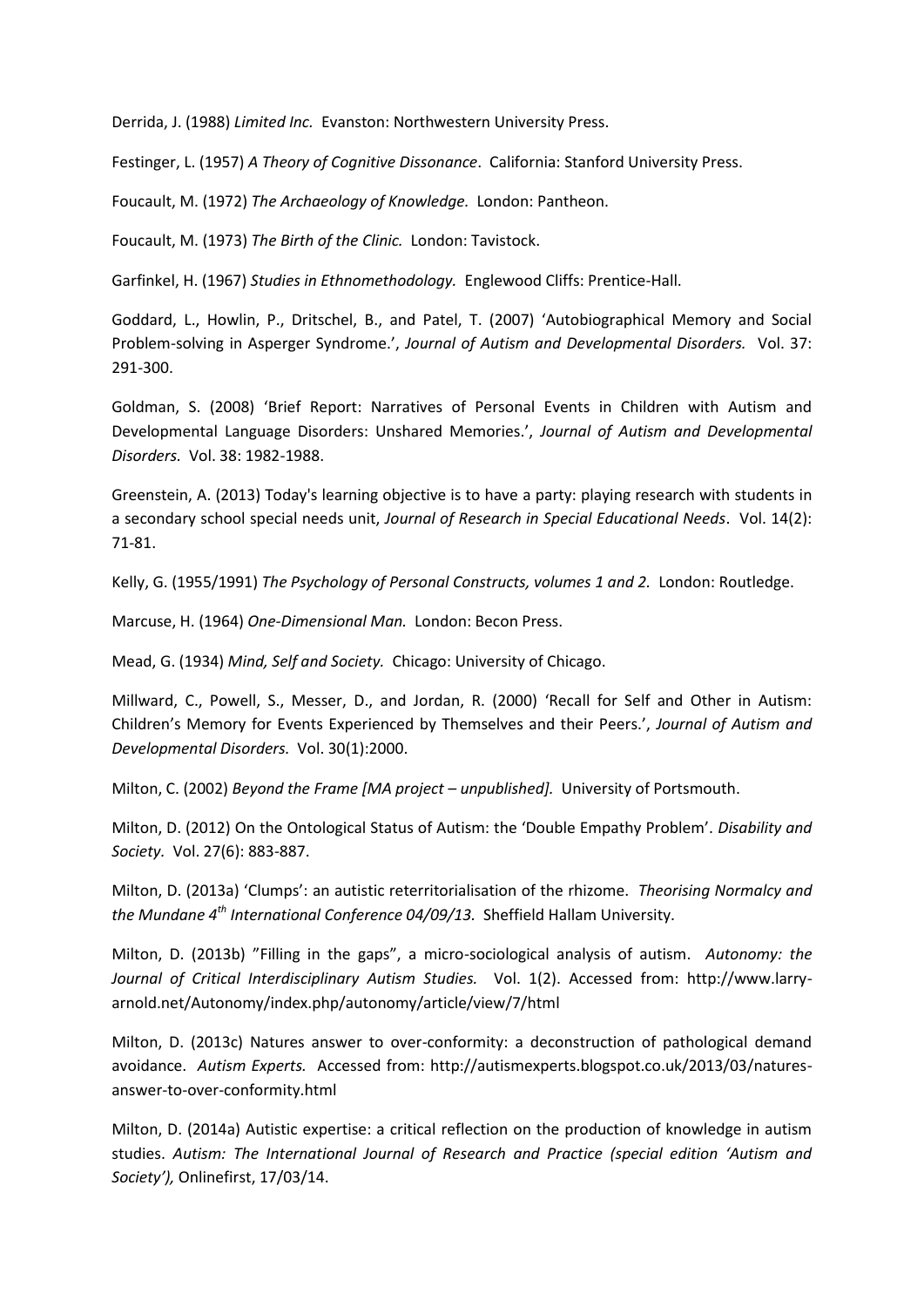Derrida, J. (1988) *Limited Inc.* Evanston: Northwestern University Press.

Festinger, L. (1957) *A Theory of Cognitive Dissonance*. California: Stanford University Press.

Foucault, M. (1972) *The Archaeology of Knowledge.* London: Pantheon.

Foucault, M. (1973) *The Birth of the Clinic.* London: Tavistock.

Garfinkel, H. (1967) *Studies in Ethnomethodology.* Englewood Cliffs: Prentice-Hall.

Goddard, L., Howlin, P., Dritschel, B., and Patel, T. (2007) 'Autobiographical Memory and Social Problem-solving in Asperger Syndrome.', *Journal of Autism and Developmental Disorders.* Vol. 37: 291-300.

Goldman, S. (2008) 'Brief Report: Narratives of Personal Events in Children with Autism and Developmental Language Disorders: Unshared Memories.', *Journal of Autism and Developmental Disorders.* Vol. 38: 1982-1988.

Greenstein, A. (2013) Today's learning objective is to have a party: playing research with students in a secondary school special needs unit, *Journal of Research in Special Educational Needs*. Vol. 14(2): 71-81.

Kelly, G. (1955/1991) *The Psychology of Personal Constructs, volumes 1 and 2.* London: Routledge.

Marcuse, H. (1964) *One-Dimensional Man.* London: Becon Press.

Mead, G. (1934) *Mind, Self and Society.* Chicago: University of Chicago.

Millward, C., Powell, S., Messer, D., and Jordan, R. (2000) 'Recall for Self and Other in Autism: Children's Memory for Events Experienced by Themselves and their Peers.', *Journal of Autism and Developmental Disorders.* Vol. 30(1):2000.

Milton, C. (2002) *Beyond the Frame [MA project – unpublished].* University of Portsmouth.

Milton, D. (2012) On the Ontological Status of Autism: the 'Double Empathy Problem'. *Disability and Society*. Vol. 27(6): 883-887.

Milton, D. (2013a) 'Clumps': an autistic reterritorialisation of the rhizome. *Theorising Normalcy and the Mundane 4th International Conference 04/09/13.* Sheffield Hallam University.

Milton, D. (2013b) "Filling in the gaps", a micro-sociological analysis of autism. *Autonomy: the Journal of Critical Interdisciplinary Autism Studies.* Vol. 1(2). Accessed from: http://www.larry-arnold.net/Autonomy/index.php/autonomy/article/view/7/html

Milton, D. (2013c) Natures answer to over-conformity: a deconstruction of pathological demand avoidance. *Autism Experts.* Accessed from: http://autismexperts.blogspot.co.uk/2013/03/natures-answer-to-over-conformity.html

Milton, D. (2014a) Autistic expertise: a critical reflection on the production of knowledge in autism studies. *Autism: The International Journal of Research and Practice (special edition 'Autism and Society'),* Onlinefirst, 17/03/14.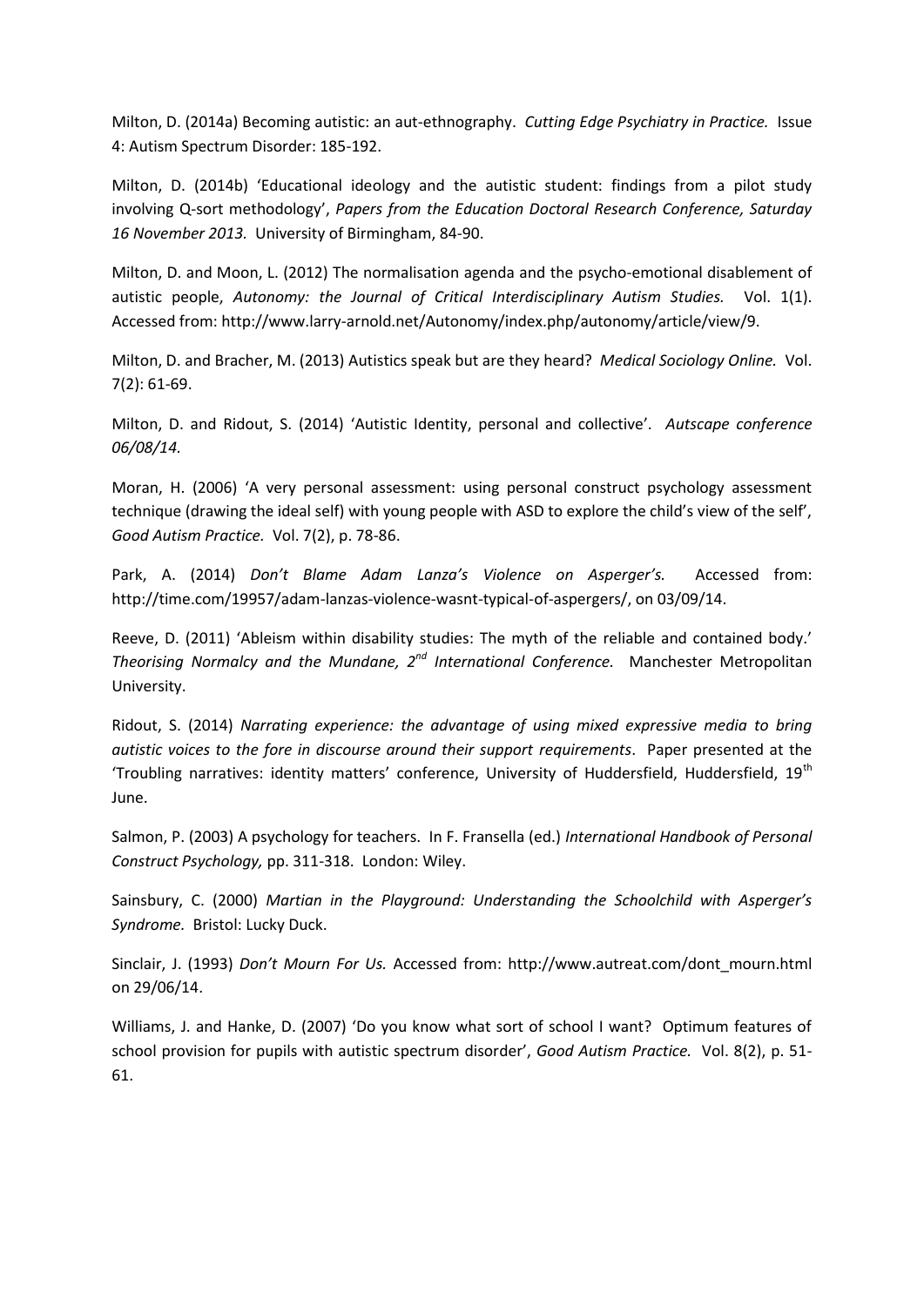Milton, D. (2014a) Becoming autistic: an aut-ethnography. *Cutting Edge Psychiatry in Practice.* Issue 4: Autism Spectrum Disorder: 185-192.

Milton, D. (2014b) 'Educational ideology and the autistic student: findings from a pilot study involving Q-sort methodology', *Papers from the Education Doctoral Research Conference, Saturday 16 November 2013.* University of Birmingham, 84-90.

Milton, D. and Moon, L. (2012) The normalisation agenda and the psycho-emotional disablement of autistic people, *Autonomy: the Journal of Critical Interdisciplinary Autism Studies.* Vol. 1(1). Accessed from: http://www.larry-arnold.net/Autonomy/index.php/autonomy/article/view/9.

Milton, D. and Bracher, M. (2013) Autistics speak but are they heard? *Medical Sociology Online.* Vol. 7(2): 61-69.

Milton, D. and Ridout, S. (2014) 'Autistic Identity, personal and collective'. *Autscape conference 06/08/14.*

Moran, H. (2006) 'A very personal assessment: using personal construct psychology assessment technique (drawing the ideal self) with young people with ASD to explore the child's view of the self', *Good Autism Practice.* Vol. 7(2), p. 78-86.

Park, A. (2014) *Don't Blame Adam Lanza's Violence on Asperger's.* Accessed from: http://time.com/19957/adam-lanzas-violence-wasnt-typical-of-aspergers/, on 03/09/14.

Reeve, D. (2011) 'Ableism within disability studies: The myth of the reliable and contained body.' *Theorising Normalcy and the Mundane, 2nd International Conference.* Manchester Metropolitan University.

Ridout, S. (2014) *Narrating experience: the advantage of using mixed expressive media to bring autistic voices to the fore in discourse around their support requirements*. Paper presented at the 'Troubling narratives: identity matters' conference, University of Huddersfield, Huddersfield, 19th June.

Salmon, P. (2003) A psychology for teachers. In F. Fransella (ed.) *International Handbook of Personal Construct Psychology,* pp. 311-318. London: Wiley.

Sainsbury, C. (2000) *Martian in the Playground: Understanding the Schoolchild with Asperger's Syndrome.* Bristol: Lucky Duck.

Sinclair, J. (1993) *Don't Mourn For Us.* Accessed from: http://www.autreat.com/dont_mourn.html on 29/06/14.

Williams, J. and Hanke, D. (2007) 'Do you know what sort of school I want? Optimum features of school provision for pupils with autistic spectrum disorder', *Good Autism Practice.* Vol. 8(2), p. 51-61.